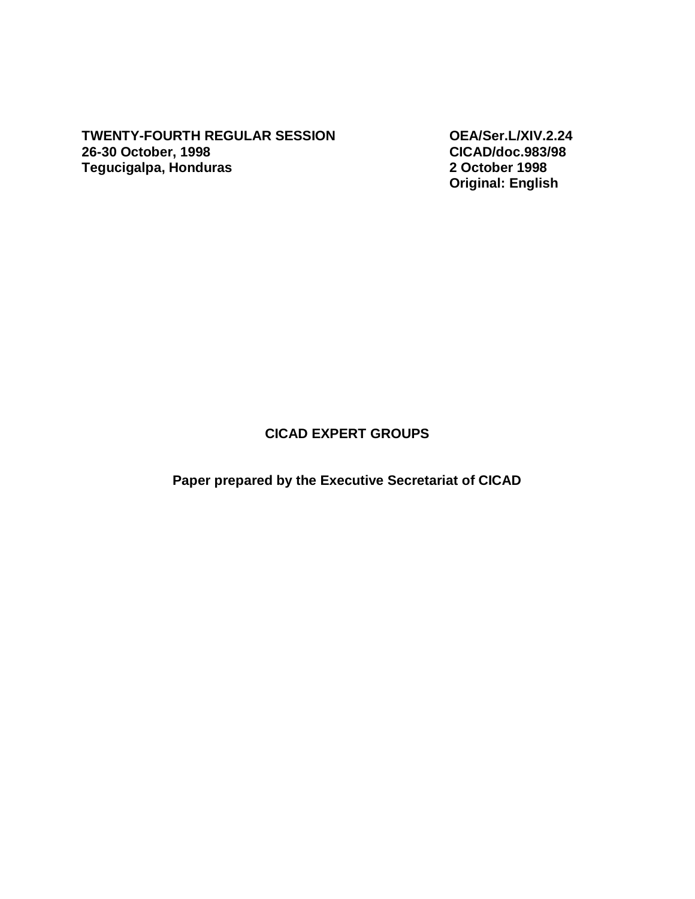**TWENTY-FOURTH REGULAR SESSION**
**26-30 October, 1998**
**Tegucigalpa, Honduras**

**OEA/Ser.L/XIV.2.24**
**CICAD/doc.983/98**
**2 October 1998**
**Original: English**

# CICAD EXPERT GROUPS

**Paper prepared by the Executive Secretariat of CICAD**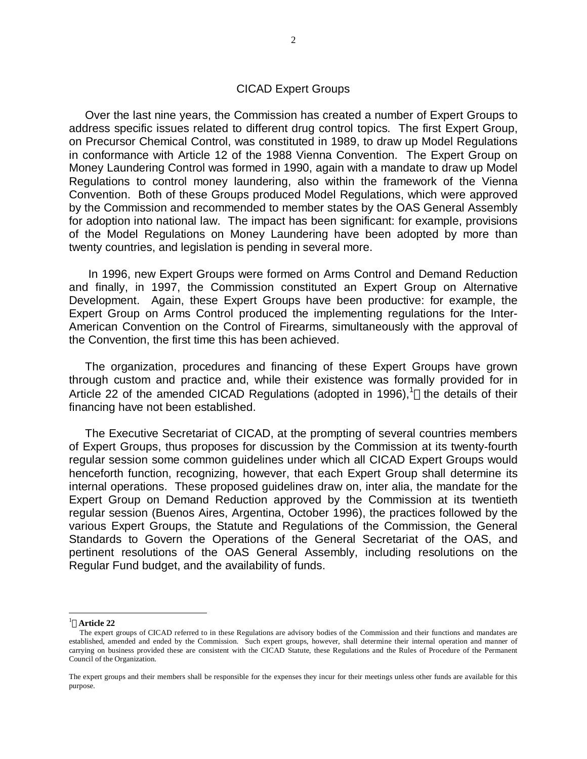## CICAD Expert Groups

Over the last nine years, the Commission has created a number of Expert Groups to address specific issues related to different drug control topics. The first Expert Group, on Precursor Chemical Control, was constituted in 1989, to draw up Model Regulations in conformance with Article 12 of the 1988 Vienna Convention. The Expert Group on Money Laundering Control was formed in 1990, again with a mandate to draw up Model Regulations to control money laundering, also within the framework of the Vienna Convention. Both of these Groups produced Model Regulations, which were approved by the Commission and recommended to member states by the OAS General Assembly for adoption into national law. The impact has been significant: for example, provisions of the Model Regulations on Money Laundering have been adopted by more than twenty countries, and legislation is pending in several more.

In 1996, new Expert Groups were formed on Arms Control and Demand Reduction and finally, in 1997, the Commission constituted an Expert Group on Alternative Development. Again, these Expert Groups have been productive: for example, the Expert Group on Arms Control produced the implementing regulations for the Inter-American Convention on the Control of Firearms, simultaneously with the approval of the Convention, the first time this has been achieved.

The organization, procedures and financing of these Expert Groups have grown through custom and practice and, while their existence was formally provided for in Article 22 of the amended CICAD Regulations (adopted in 1996),[1] the details of their financing have not been established.

The Executive Secretariat of CICAD, at the prompting of several countries members of Expert Groups, thus proposes for discussion by the Commission at its twenty-fourth regular session some common guidelines under which all CICAD Expert Groups would henceforth function, recognizing, however, that each Expert Group shall determine its internal operations. These proposed guidelines draw on, inter alia, the mandate for the Expert Group on Demand Reduction approved by the Commission at its twentieth regular session (Buenos Aires, Argentina, October 1996), the practices followed by the various Expert Groups, the Statute and Regulations of the Commission, the General Standards to Govern the Operations of the General Secretariat of the OAS, and pertinent resolutions of the OAS General Assembly, including resolutions on the Regular Fund budget, and the availability of funds.

---

[1] **Article 22**

The expert groups of CICAD referred to in these Regulations are advisory bodies of the Commission and their functions and mandates are established, amended and ended by the Commission. Such expert groups, however, shall determine their internal operation and manner of carrying on business provided these are consistent with the CICAD Statute, these Regulations and the Rules of Procedure of the Permanent Council of the Organization.

The expert groups and their members shall be responsible for the expenses they incur for their meetings unless other funds are available for this purpose.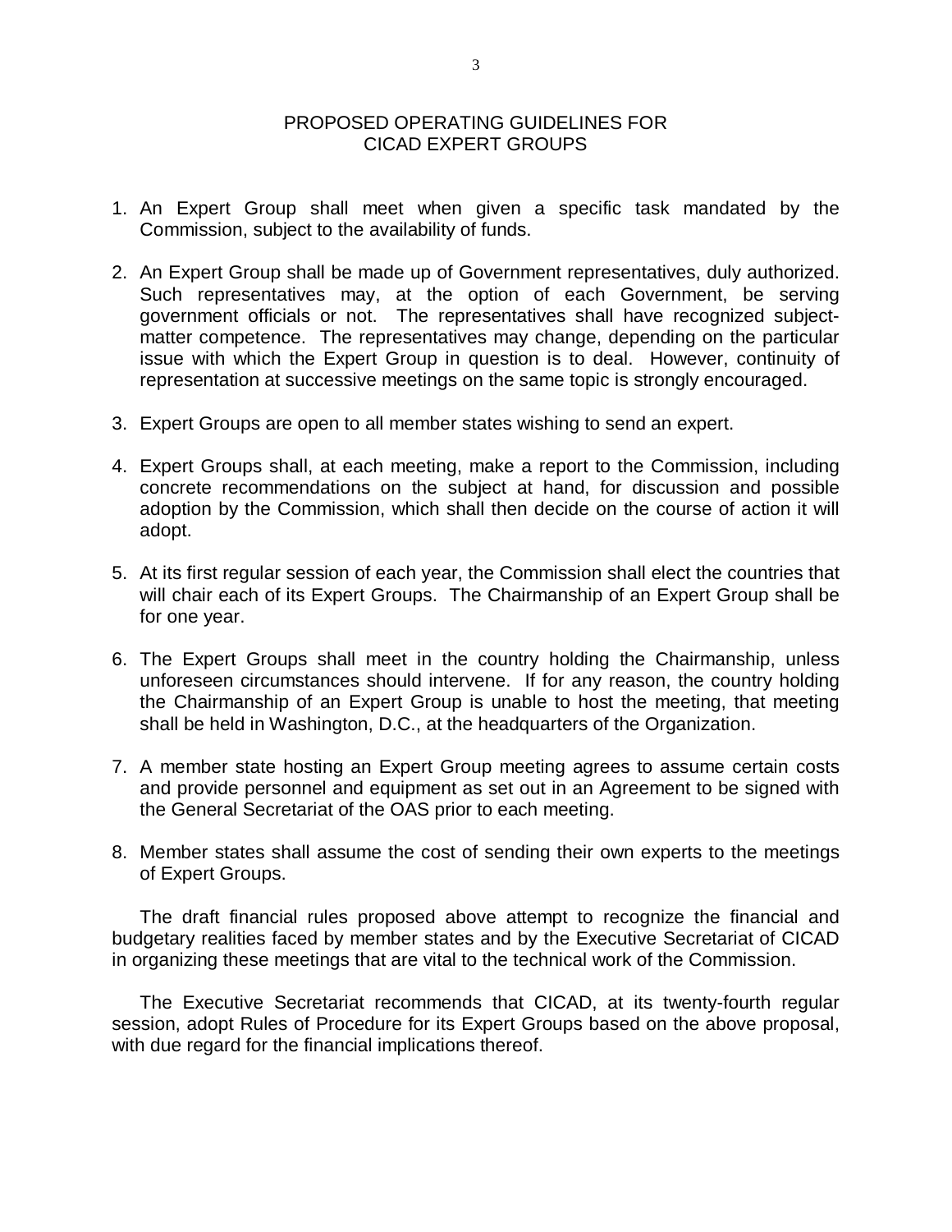# PROPOSED OPERATING GUIDELINES FOR CICAD EXPERT GROUPS

1. An Expert Group shall meet when given a specific task mandated by the Commission, subject to the availability of funds.

2. An Expert Group shall be made up of Government representatives, duly authorized. Such representatives may, at the option of each Government, be serving government officials or not. The representatives shall have recognized subject-matter competence. The representatives may change, depending on the particular issue with which the Expert Group in question is to deal. However, continuity of representation at successive meetings on the same topic is strongly encouraged.

3. Expert Groups are open to all member states wishing to send an expert.

4. Expert Groups shall, at each meeting, make a report to the Commission, including concrete recommendations on the subject at hand, for discussion and possible adoption by the Commission, which shall then decide on the course of action it will adopt.

5. At its first regular session of each year, the Commission shall elect the countries that will chair each of its Expert Groups. The Chairmanship of an Expert Group shall be for one year.

6. The Expert Groups shall meet in the country holding the Chairmanship, unless unforeseen circumstances should intervene. If for any reason, the country holding the Chairmanship of an Expert Group is unable to host the meeting, that meeting shall be held in Washington, D.C., at the headquarters of the Organization.

7. A member state hosting an Expert Group meeting agrees to assume certain costs and provide personnel and equipment as set out in an Agreement to be signed with the General Secretariat of the OAS prior to each meeting.

8. Member states shall assume the cost of sending their own experts to the meetings of Expert Groups.

The draft financial rules proposed above attempt to recognize the financial and budgetary realities faced by member states and by the Executive Secretariat of CICAD in organizing these meetings that are vital to the technical work of the Commission.

The Executive Secretariat recommends that CICAD, at its twenty-fourth regular session, adopt Rules of Procedure for its Expert Groups based on the above proposal, with due regard for the financial implications thereof.